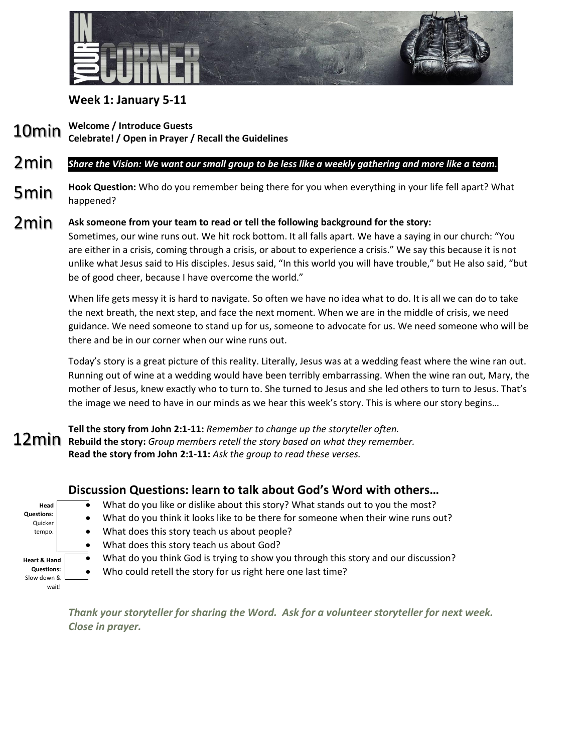# IN YOUR CORNER

## Week 1: January 5-11

10min **Welcome / Introduce Guests**
**Celebrate! / Open in Prayer / Recall the Guidelines**

2min ***Share the Vision: We want our small group to be less like a weekly gathering and more like a team.***

5min **Hook Question:** Who do you remember being there for you when everything in your life fell apart? What happened?

2min **Ask someone from your team to read or tell the following background for the story:**
Sometimes, our wine runs out. We hit rock bottom. It all falls apart. We have a saying in our church: "You are either in a crisis, coming through a crisis, or about to experience a crisis." We say this because it is not unlike what Jesus said to His disciples. Jesus said, "In this world you will have trouble," but He also said, "but be of good cheer, because I have overcome the world."

When life gets messy it is hard to navigate. So often we have no idea what to do. It is all we can do to take the next breath, the next step, and face the next moment. When we are in the middle of crisis, we need guidance. We need someone to stand up for us, someone to advocate for us. We need someone who will be there and be in our corner when our wine runs out.

Today's story is a great picture of this reality. Literally, Jesus was at a wedding feast where the wine ran out. Running out of wine at a wedding would have been terribly embarrassing. When the wine ran out, Mary, the mother of Jesus, knew exactly who to turn to. She turned to Jesus and she led others to turn to Jesus. That's the image we need to have in our minds as we hear this week's story. This is where our story begins…

12min **Tell the story from John 2:1-11:** *Remember to change up the storyteller often.*
**Rebuild the story:** *Group members retell the story based on what they remember.*
**Read the story from John 2:1-11:** *Ask the group to read these verses.*

## Discussion Questions: learn to talk about God's Word with others…

**Head Questions:** Quicker tempo.

- What do you like or dislike about this story? What stands out to you the most?
- What do you think it looks like to be there for someone when their wine runs out?
- What does this story teach us about people?
- What does this story teach us about God?

**Heart & Hand Questions:** Slow down & wait!

- What do you think God is trying to show you through this story and our discussion?
- Who could retell the story for us right here one last time?

***Thank your storyteller for sharing the Word. Ask for a volunteer storyteller for next week. Close in prayer.***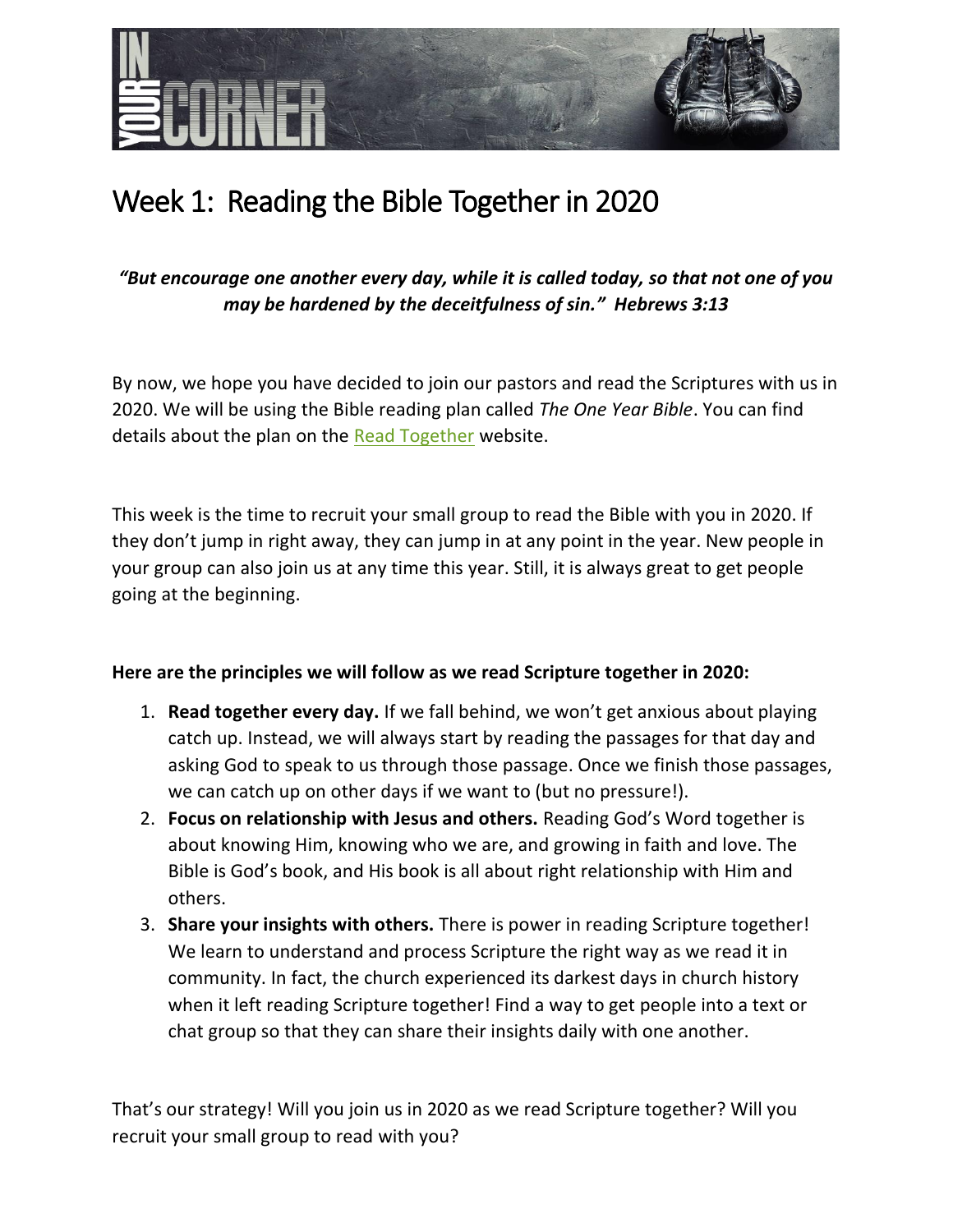# Week 1: Reading the Bible Together in 2020

***"But encourage one another every day, while it is called today, so that not one of you may be hardened by the deceitfulness of sin." Hebrews 3:13***

By now, we hope you have decided to join our pastors and read the Scriptures with us in 2020. We will be using the Bible reading plan called *The One Year Bible*. You can find details about the plan on the Read Together website.

This week is the time to recruit your small group to read the Bible with you in 2020. If they don't jump in right away, they can jump in at any point in the year. New people in your group can also join us at any time this year. Still, it is always great to get people going at the beginning.

**Here are the principles we will follow as we read Scripture together in 2020:**

1. **Read together every day.** If we fall behind, we won't get anxious about playing catch up. Instead, we will always start by reading the passages for that day and asking God to speak to us through those passage. Once we finish those passages, we can catch up on other days if we want to (but no pressure!).
2. **Focus on relationship with Jesus and others.** Reading God's Word together is about knowing Him, knowing who we are, and growing in faith and love. The Bible is God's book, and His book is all about right relationship with Him and others.
3. **Share your insights with others.** There is power in reading Scripture together! We learn to understand and process Scripture the right way as we read it in community. In fact, the church experienced its darkest days in church history when it left reading Scripture together! Find a way to get people into a text or chat group so that they can share their insights daily with one another.

That's our strategy! Will you join us in 2020 as we read Scripture together? Will you recruit your small group to read with you?